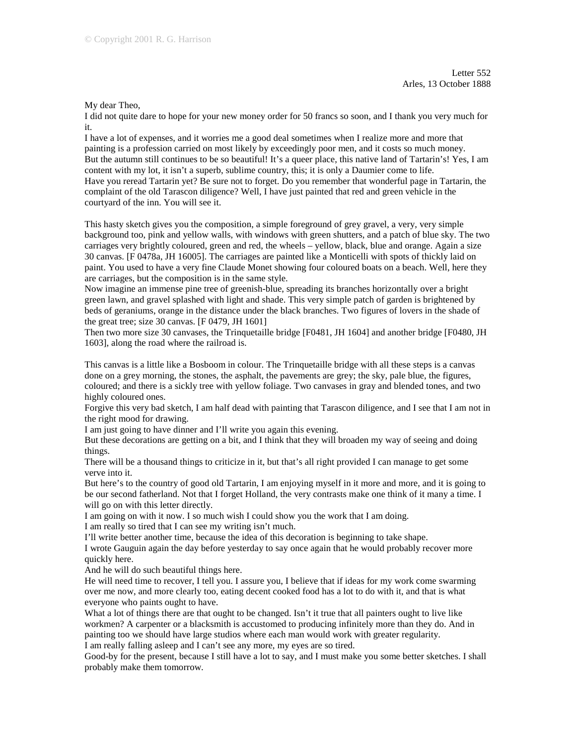© Copyright 2001 R. G. Harrison

Letter 552
Arles, 13 October 1888

My dear Theo,

I did not quite dare to hope for your new money order for 50 francs so soon, and I thank you very much for it.

I have a lot of expenses, and it worries me a good deal sometimes when I realize more and more that painting is a profession carried on most likely by exceedingly poor men, and it costs so much money.

But the autumn still continues to be so beautiful! It's a queer place, this native land of Tartarin's! Yes, I am content with my lot, it isn't a superb, sublime country, this; it is only a Daumier come to life.

Have you reread Tartarin yet? Be sure not to forget. Do you remember that wonderful page in Tartarin, the complaint of the old Tarascon diligence? Well, I have just painted that red and green vehicle in the courtyard of the inn. You will see it.

This hasty sketch gives you the composition, a simple foreground of grey gravel, a very, very simple background too, pink and yellow walls, with windows with green shutters, and a patch of blue sky. The two carriages very brightly coloured, green and red, the wheels – yellow, black, blue and orange. Again a size 30 canvas. [F 0478a, JH 16005]. The carriages are painted like a Monticelli with spots of thickly laid on paint. You used to have a very fine Claude Monet showing four coloured boats on a beach. Well, here they are carriages, but the composition is in the same style.

Now imagine an immense pine tree of greenish-blue, spreading its branches horizontally over a bright green lawn, and gravel splashed with light and shade. This very simple patch of garden is brightened by beds of geraniums, orange in the distance under the black branches. Two figures of lovers in the shade of the great tree; size 30 canvas. [F 0479, JH 1601]

Then two more size 30 canvases, the Trinquetaille bridge [F0481, JH 1604] and another bridge [F0480, JH 1603], along the road where the railroad is.

This canvas is a little like a Bosboom in colour. The Trinquetaille bridge with all these steps is a canvas done on a grey morning, the stones, the asphalt, the pavements are grey; the sky, pale blue, the figures, coloured; and there is a sickly tree with yellow foliage. Two canvases in gray and blended tones, and two highly coloured ones.

Forgive this very bad sketch, I am half dead with painting that Tarascon diligence, and I see that I am not in the right mood for drawing.

I am just going to have dinner and I'll write you again this evening.

But these decorations are getting on a bit, and I think that they will broaden my way of seeing and doing things.

There will be a thousand things to criticize in it, but that's all right provided I can manage to get some verve into it.

But here's to the country of good old Tartarin, I am enjoying myself in it more and more, and it is going to be our second fatherland. Not that I forget Holland, the very contrasts make one think of it many a time. I will go on with this letter directly.

I am going on with it now. I so much wish I could show you the work that I am doing.

I am really so tired that I can see my writing isn't much.

I'll write better another time, because the idea of this decoration is beginning to take shape.

I wrote Gauguin again the day before yesterday to say once again that he would probably recover more quickly here.

And he will do such beautiful things here.

He will need time to recover, I tell you. I assure you, I believe that if ideas for my work come swarming over me now, and more clearly too, eating decent cooked food has a lot to do with it, and that is what everyone who paints ought to have.

What a lot of things there are that ought to be changed. Isn't it true that all painters ought to live like workmen? A carpenter or a blacksmith is accustomed to producing infinitely more than they do. And in painting too we should have large studios where each man would work with greater regularity.

I am really falling asleep and I can't see any more, my eyes are so tired.

Good-by for the present, because I still have a lot to say, and I must make you some better sketches. I shall probably make them tomorrow.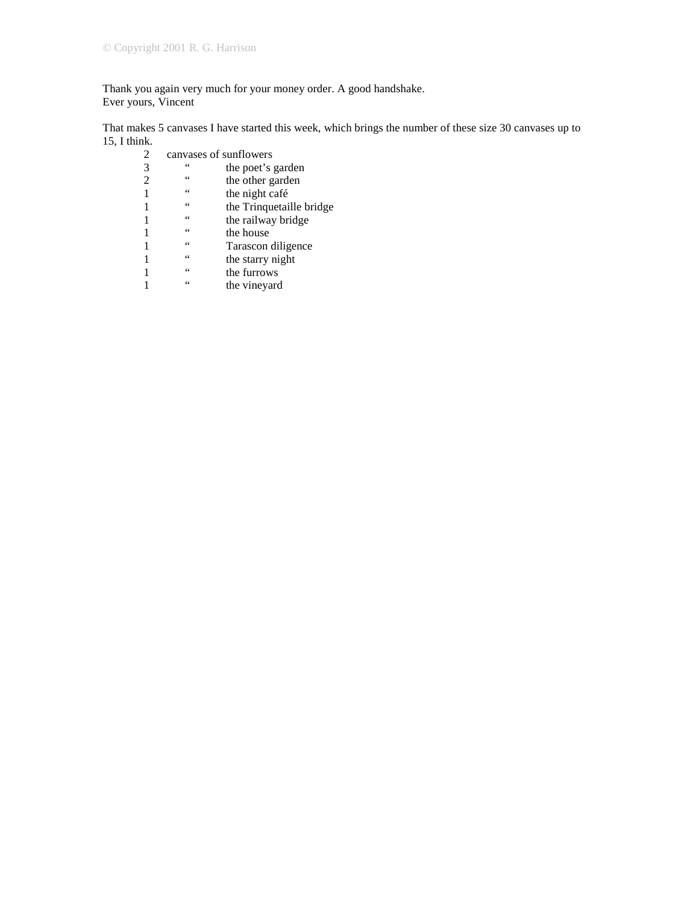Thank you again very much for your money order. A good handshake.
Ever yours, Vincent

That makes 5 canvases I have started this week, which brings the number of these size 30 canvases up to 15, I think.

| | | |
|---|---|---|
| 2 | canvases of sunflowers | |
| 3 | “ | the poet’s garden |
| 2 | “ | the other garden |
| 1 | “ | the night café |
| 1 | “ | the Trinquetaille bridge |
| 1 | “ | the railway bridge |
| 1 | “ | the house |
| 1 | “ | Tarascon diligence |
| 1 | “ | the starry night |
| 1 | “ | the furrows |
| 1 | “ | the vineyard |